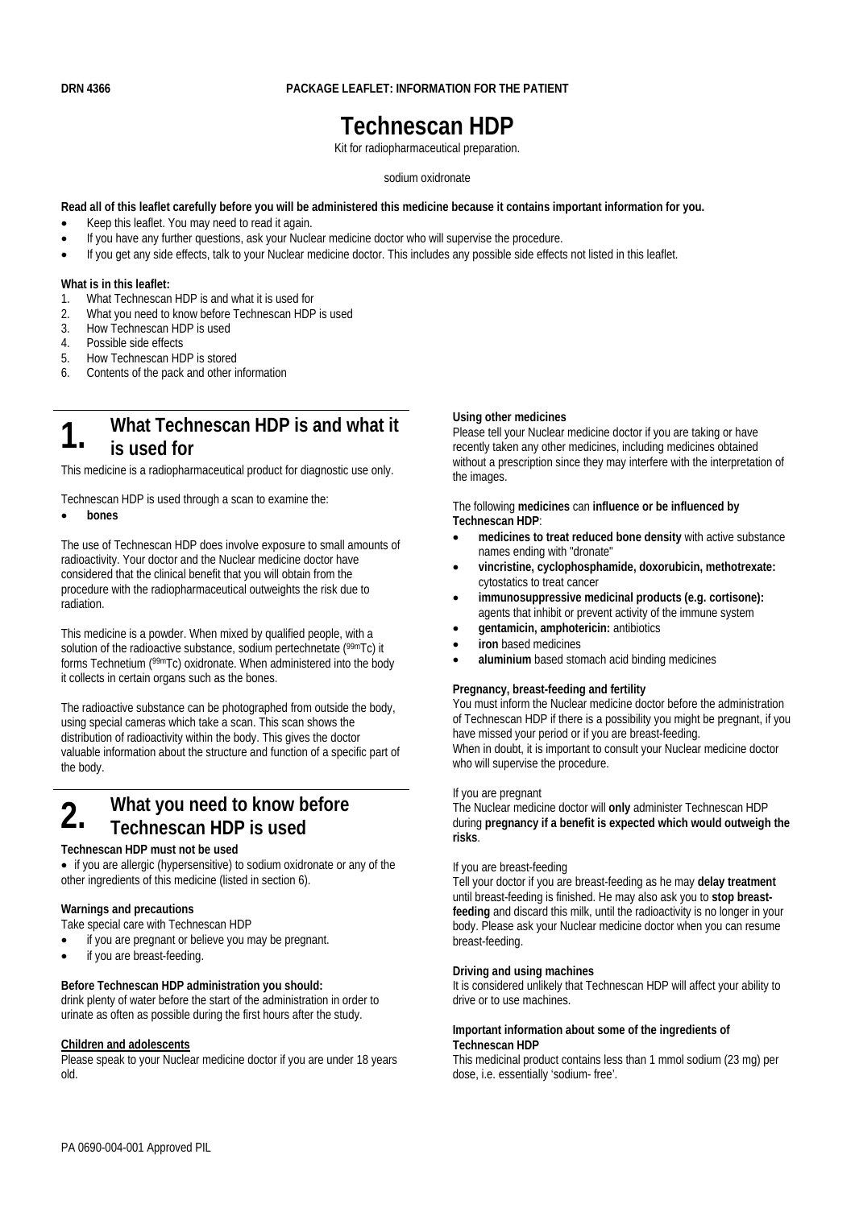DRN 4366 **PACKAGE LEAFLET: INFORMATION FOR THE PATIENT**

# Technescan HDP

Kit for radiopharmaceutical preparation.

sodium oxidronate

**Read all of this leaflet carefully before you will be administered this medicine because it contains important information for you.**

- Keep this leaflet. You may need to read it again.
- If you have any further questions, ask your Nuclear medicine doctor who will supervise the procedure.
- If you get any side effects, talk to your Nuclear medicine doctor. This includes any possible side effects not listed in this leaflet.

**What is in this leaflet:**

1. What Technescan HDP is and what it is used for
2. What you need to know before Technescan HDP is used
3. How Technescan HDP is used
4. Possible side effects
5. How Technescan HDP is stored
6. Contents of the pack and other information

## 1. What Technescan HDP is and what it is used for

This medicine is a radiopharmaceutical product for diagnostic use only.

Technescan HDP is used through a scan to examine the:

- **bones**

The use of Technescan HDP does involve exposure to small amounts of radioactivity. Your doctor and the Nuclear medicine doctor have considered that the clinical benefit that you will obtain from the procedure with the radiopharmaceutical outweights the risk due to radiation.

This medicine is a powder. When mixed by qualified people, with a solution of the radioactive substance, sodium pertechnetate ($^{99m}$Tc) it forms Technetium ($^{99m}$Tc) oxidronate. When administered into the body it collects in certain organs such as the bones.

The radioactive substance can be photographed from outside the body, using special cameras which take a scan. This scan shows the distribution of radioactivity within the body. This gives the doctor valuable information about the structure and function of a specific part of the body.

## 2. What you need to know before Technescan HDP is used

**Technescan HDP must not be used**

- if you are allergic (hypersensitive) to sodium oxidronate or any of the other ingredients of this medicine (listed in section 6).

**Warnings and precautions**

Take special care with Technescan HDP

- if you are pregnant or believe you may be pregnant.
- if you are breast-feeding.

**Before Technescan HDP administration you should:**

drink plenty of water before the start of the administration in order to urinate as often as possible during the first hours after the study.

**Children and adolescents**

Please speak to your Nuclear medicine doctor if you are under 18 years old.

**Using other medicines**

Please tell your Nuclear medicine doctor if you are taking or have recently taken any other medicines, including medicines obtained without a prescription since they may interfere with the interpretation of the images.

The following **medicines** can **influence or be influenced by Technescan HDP**:

- **medicines to treat reduced bone density** with active substance names ending with "dronate"
- **vincristine, cyclophosphamide, doxorubicin, methotrexate:** cytostatics to treat cancer
- **immunosuppressive medicinal products (e.g. cortisone):** agents that inhibit or prevent activity of the immune system
- **gentamicin, amphotericin:** antibiotics
- **iron** based medicines
- **aluminium** based stomach acid binding medicines

**Pregnancy, breast-feeding and fertility**

You must inform the Nuclear medicine doctor before the administration of Technescan HDP if there is a possibility you might be pregnant, if you have missed your period or if you are breast-feeding.
When in doubt, it is important to consult your Nuclear medicine doctor who will supervise the procedure.

If you are pregnant

The Nuclear medicine doctor will **only** administer Technescan HDP during **pregnancy if a benefit is expected which would outweigh the risks**.

If you are breast-feeding

Tell your doctor if you are breast-feeding as he may **delay treatment** until breast-feeding is finished. He may also ask you to **stop breast-feeding** and discard this milk, until the radioactivity is no longer in your body. Please ask your Nuclear medicine doctor when you can resume breast-feeding.

**Driving and using machines**

It is considered unlikely that Technescan HDP will affect your ability to drive or to use machines.

**Important information about some of the ingredients of Technescan HDP**

This medicinal product contains less than 1 mmol sodium (23 mg) per dose, i.e. essentially 'sodium- free'.

PA 0690-004-001 Approved PIL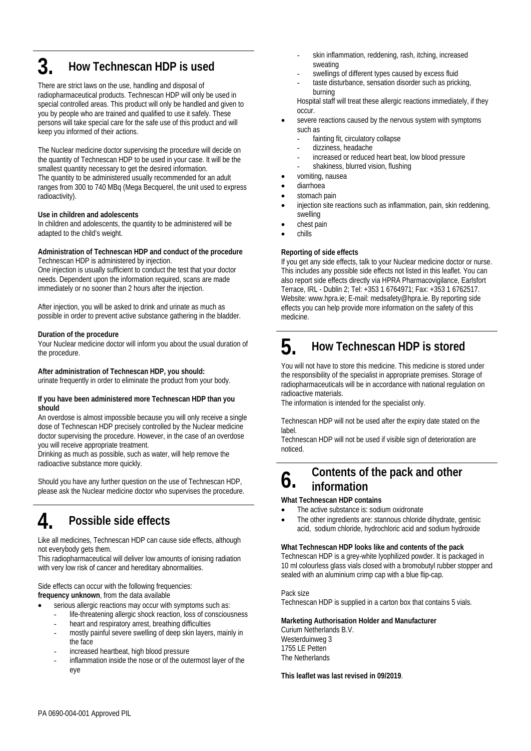## 3. How Technescan HDP is used

There are strict laws on the use, handling and disposal of radiopharmaceutical products. Technescan HDP will only be used in special controlled areas. This product will only be handled and given to you by people who are trained and qualified to use it safely. These persons will take special care for the safe use of this product and will keep you informed of their actions.

The Nuclear medicine doctor supervising the procedure will decide on the quantity of Technescan HDP to be used in your case. It will be the smallest quantity necessary to get the desired information.
The quantity to be administered usually recommended for an adult ranges from 300 to 740 MBq (Mega Becquerel, the unit used to express radioactivity).

**Use in children and adolescents**
In children and adolescents, the quantity to be administered will be adapted to the child's weight.

**Administration of Technescan HDP and conduct of the procedure**
Technescan HDP is administered by injection.
One injection is usually sufficient to conduct the test that your doctor needs. Dependent upon the information required, scans are made immediately or no sooner than 2 hours after the injection.

After injection, you will be asked to drink and urinate as much as possible in order to prevent active substance gathering in the bladder.

**Duration of the procedure**
Your Nuclear medicine doctor will inform you about the usual duration of the procedure.

**After administration of Technescan HDP, you should:**
urinate frequently in order to eliminate the product from your body.

**If you have been administered more Technescan HDP than you should**
An overdose is almost impossible because you will only receive a single dose of Technescan HDP precisely controlled by the Nuclear medicine doctor supervising the procedure. However, in the case of an overdose you will receive appropriate treatment.
Drinking as much as possible, such as water, will help remove the radioactive substance more quickly.

Should you have any further question on the use of Technescan HDP, please ask the Nuclear medicine doctor who supervises the procedure.

## 4. Possible side effects

Like all medicines, Technescan HDP can cause side effects, although not everybody gets them.
This radiopharmaceutical will deliver low amounts of ionising radiation with very low risk of cancer and hereditary abnormalities.

Side effects can occur with the following frequencies:
**frequency unknown**, from the data available

- serious allergic reactions may occur with symptoms such as:
  - life-threatening allergic shock reaction, loss of consciousness
  - heart and respiratory arrest, breathing difficulties
  - mostly painful severe swelling of deep skin layers, mainly in the face
  - increased heartbeat, high blood pressure
  - inflammation inside the nose or of the outermost layer of the eye
  - skin inflammation, reddening, rash, itching, increased sweating
  - swellings of different types caused by excess fluid
  - taste disturbance, sensation disorder such as pricking, burning

  Hospital staff will treat these allergic reactions immediately, if they occur.
- severe reactions caused by the nervous system with symptoms such as
  - fainting fit, circulatory collapse
  - dizziness, headache
  - increased or reduced heart beat, low blood pressure
  - shakiness, blurred vision, flushing
- vomiting, nausea
- diarrhoea
- stomach pain
- injection site reactions such as inflammation, pain, skin reddening, swelling
- chest pain
- chills

**Reporting of side effects**
If you get any side effects, talk to your Nuclear medicine doctor or nurse. This includes any possible side effects not listed in this leaflet. You can also report side effects directly via HPRA Pharmacovigilance, Earlsfort Terrace, IRL - Dublin 2; Tel: +353 1 6764971; Fax: +353 1 6762517. Website: www.hpra.ie; E-mail: medsafety@hpra.ie. By reporting side effects you can help provide more information on the safety of this medicine.

## 5. How Technescan HDP is stored

You will not have to store this medicine. This medicine is stored under the responsibility of the specialist in appropriate premises. Storage of radiopharmaceuticals will be in accordance with national regulation on radioactive materials.
The information is intended for the specialist only.

Technescan HDP will not be used after the expiry date stated on the label.
Technescan HDP will not be used if visible sign of deterioration are noticed.

## 6. Contents of the pack and other information

**What Technescan HDP contains**

- The active substance is: sodium oxidronate
- The other ingredients are: stannous chloride dihydrate, gentisic acid, sodium chloride, hydrochloric acid and sodium hydroxide

**What Technescan HDP looks like and contents of the pack**
Technescan HDP is a grey-white lyophilized powder. It is packaged in 10 ml colourless glass vials closed with a bromobutyl rubber stopper and sealed with an aluminium crimp cap with a blue flip-cap.

Pack size
Technescan HDP is supplied in a carton box that contains 5 vials.

**Marketing Authorisation Holder and Manufacturer**
Curium Netherlands B.V.
Westerduinweg 3
1755 LE Petten
The Netherlands

**This leaflet was last revised in 09/2019**.

PA 0690-004-001 Approved PIL